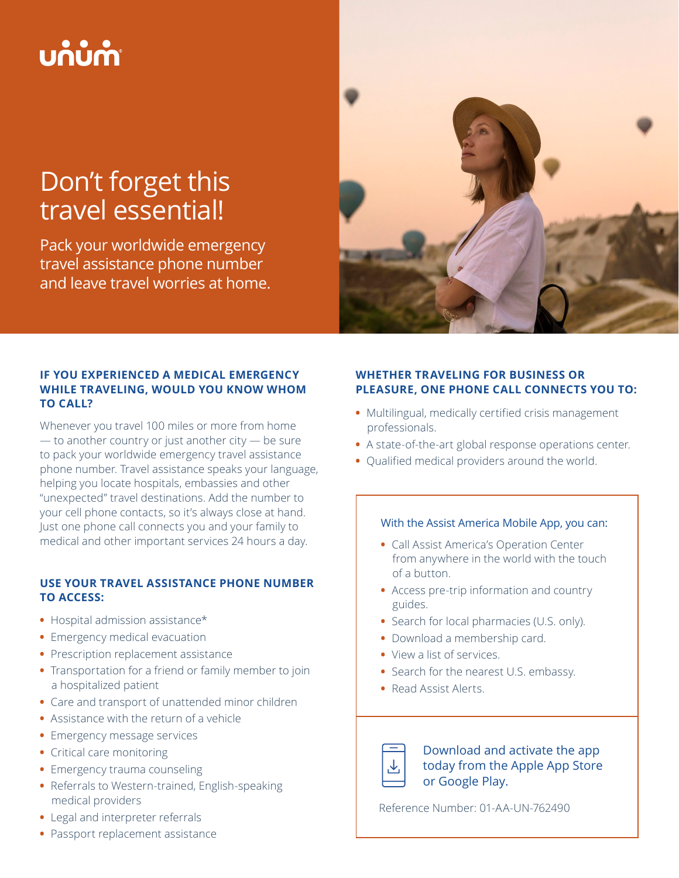unum

# Don't forget this travel essential!

Pack your worldwide emergency travel assistance phone number and leave travel worries at home.

## IF YOU EXPERIENCED A MEDICAL EMERGENCY WHILE TRAVELING, WOULD YOU KNOW WHOM TO CALL?

Whenever you travel 100 miles or more from home — to another country or just another city — be sure to pack your worldwide emergency travel assistance phone number. Travel assistance speaks your language, helping you locate hospitals, embassies and other "unexpected" travel destinations. Add the number to your cell phone contacts, so it's always close at hand. Just one phone call connects you and your family to medical and other important services 24 hours a day.

## USE YOUR TRAVEL ASSISTANCE PHONE NUMBER TO ACCESS:

- Hospital admission assistance*
- Emergency medical evacuation
- Prescription replacement assistance
- Transportation for a friend or family member to join a hospitalized patient
- Care and transport of unattended minor children
- Assistance with the return of a vehicle
- Emergency message services
- Critical care monitoring
- Emergency trauma counseling
- Referrals to Western-trained, English-speaking medical providers
- Legal and interpreter referrals
- Passport replacement assistance

## WHETHER TRAVELING FOR BUSINESS OR PLEASURE, ONE PHONE CALL CONNECTS YOU TO:

- Multilingual, medically certified crisis management professionals.
- A state-of-the-art global response operations center.
- Qualified medical providers around the world.

With the Assist America Mobile App, you can:

- Call Assist America's Operation Center from anywhere in the world with the touch of a button.
- Access pre-trip information and country guides.
- Search for local pharmacies (U.S. only).
- Download a membership card.
- View a list of services.
- Search for the nearest U.S. embassy.
- Read Assist Alerts.

Download and activate the app today from the Apple App Store or Google Play.

Reference Number: 01-AA-UN-762490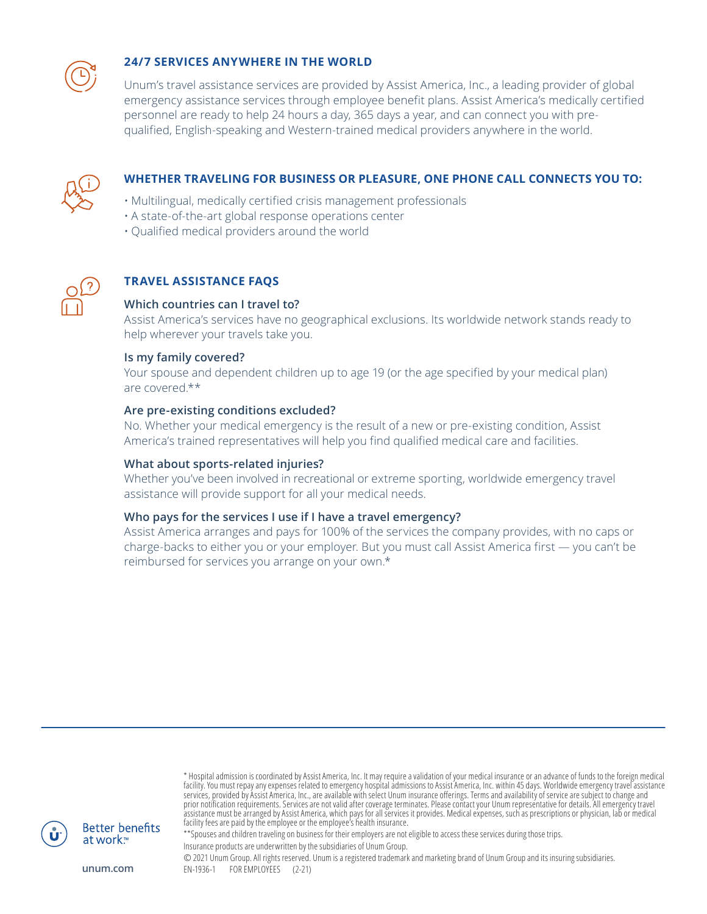## 24/7 SERVICES ANYWHERE IN THE WORLD

Unum's travel assistance services are provided by Assist America, Inc., a leading provider of global emergency assistance services through employee benefit plans. Assist America's medically certified personnel are ready to help 24 hours a day, 365 days a year, and can connect you with pre-qualified, English-speaking and Western-trained medical providers anywhere in the world.

## WHETHER TRAVELING FOR BUSINESS OR PLEASURE, ONE PHONE CALL CONNECTS YOU TO:

- Multilingual, medically certified crisis management professionals
- A state-of-the-art global response operations center
- Qualified medical providers around the world

## TRAVEL ASSISTANCE FAQS

### Which countries can I travel to?

Assist America's services have no geographical exclusions. Its worldwide network stands ready to help wherever your travels take you.

### Is my family covered?

Your spouse and dependent children up to age 19 (or the age specified by your medical plan) are covered.**

### Are pre-existing conditions excluded?

No. Whether your medical emergency is the result of a new or pre-existing condition, Assist America's trained representatives will help you find qualified medical care and facilities.

### What about sports-related injuries?

Whether you've been involved in recreational or extreme sporting, worldwide emergency travel assistance will provide support for all your medical needs.

### Who pays for the services I use if I have a travel emergency?

Assist America arranges and pays for 100% of the services the company provides, with no caps or charge-backs to either you or your employer. But you must call Assist America first — you can't be reimbursed for services you arrange on your own.*

---

\* Hospital admission is coordinated by Assist America, Inc. It may require a validation of your medical insurance or an advance of funds to the foreign medical facility. You must repay any expenses related to emergency hospital admissions to Assist America, Inc. within 45 days. Worldwide emergency travel assistance services, provided by Assist America, Inc., are available with select Unum insurance offerings. Terms and availability of service are subject to change and prior notification requirements. Services are not valid after coverage terminates. Please contact your Unum representative for details. All emergency travel assistance must be arranged by Assist America, which pays for all services it provides. Medical expenses, such as prescriptions or physician, lab or medical facility fees are paid by the employee or the employee's health insurance.

**Spouses and children traveling on business for their employers are not eligible to access these services during those trips.

Insurance products are underwritten by the subsidiaries of Unum Group.

© 2021 Unum Group. All rights reserved. Unum is a registered trademark and marketing brand of Unum Group and its insuring subsidiaries.

EN-1936-1 FOR EMPLOYEES (2-21)

Better benefits at work™

unum.com